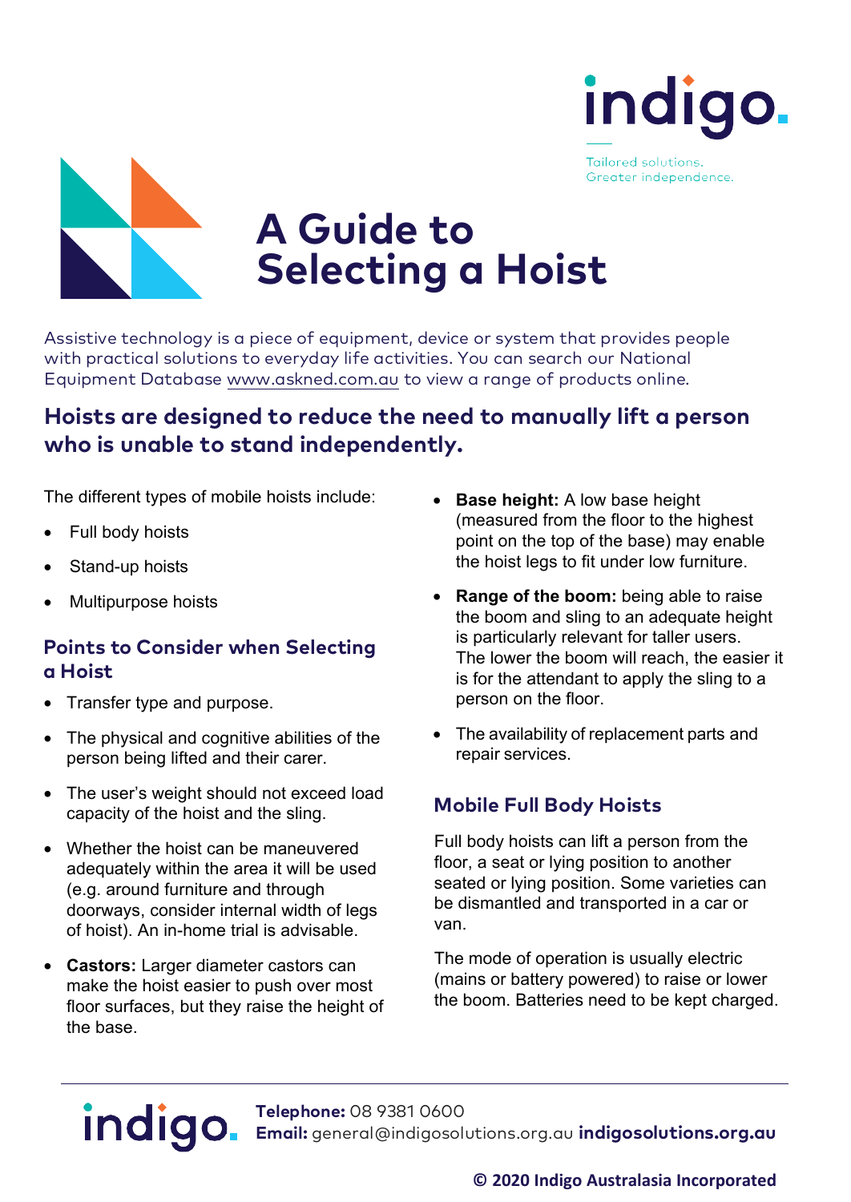indigo.

Tailored solutions.
Greater independence.

# A Guide to Selecting a Hoist

Assistive technology is a piece of equipment, device or system that provides people with practical solutions to everyday life activities. You can search our National Equipment Database www.askned.com.au to view a range of products online.

## Hoists are designed to reduce the need to manually lift a person who is unable to stand independently.

The different types of mobile hoists include:

- Full body hoists
- Stand-up hoists
- Multipurpose hoists

### Points to Consider when Selecting a Hoist

- Transfer type and purpose.
- The physical and cognitive abilities of the person being lifted and their carer.
- The user's weight should not exceed load capacity of the hoist and the sling.
- Whether the hoist can be maneuvered adequately within the area it will be used (e.g. around furniture and through doorways, consider internal width of legs of hoist). An in-home trial is advisable.
- **Castors:** Larger diameter castors can make the hoist easier to push over most floor surfaces, but they raise the height of the base.
- **Base height:** A low base height (measured from the floor to the highest point on the top of the base) may enable the hoist legs to fit under low furniture.
- **Range of the boom:** being able to raise the boom and sling to an adequate height is particularly relevant for taller users. The lower the boom will reach, the easier it is for the attendant to apply the sling to a person on the floor.
- The availability of replacement parts and repair services.

### Mobile Full Body Hoists

Full body hoists can lift a person from the floor, a seat or lying position to another seated or lying position. Some varieties can be dismantled and transported in a car or van.

The mode of operation is usually electric (mains or battery powered) to raise or lower the boom. Batteries need to be kept charged.

indigo. **Telephone:** 08 9381 0600
**Email:** general@indigosolutions.org.au **indigosolutions.org.au**

**© 2020 Indigo Australasia Incorporated**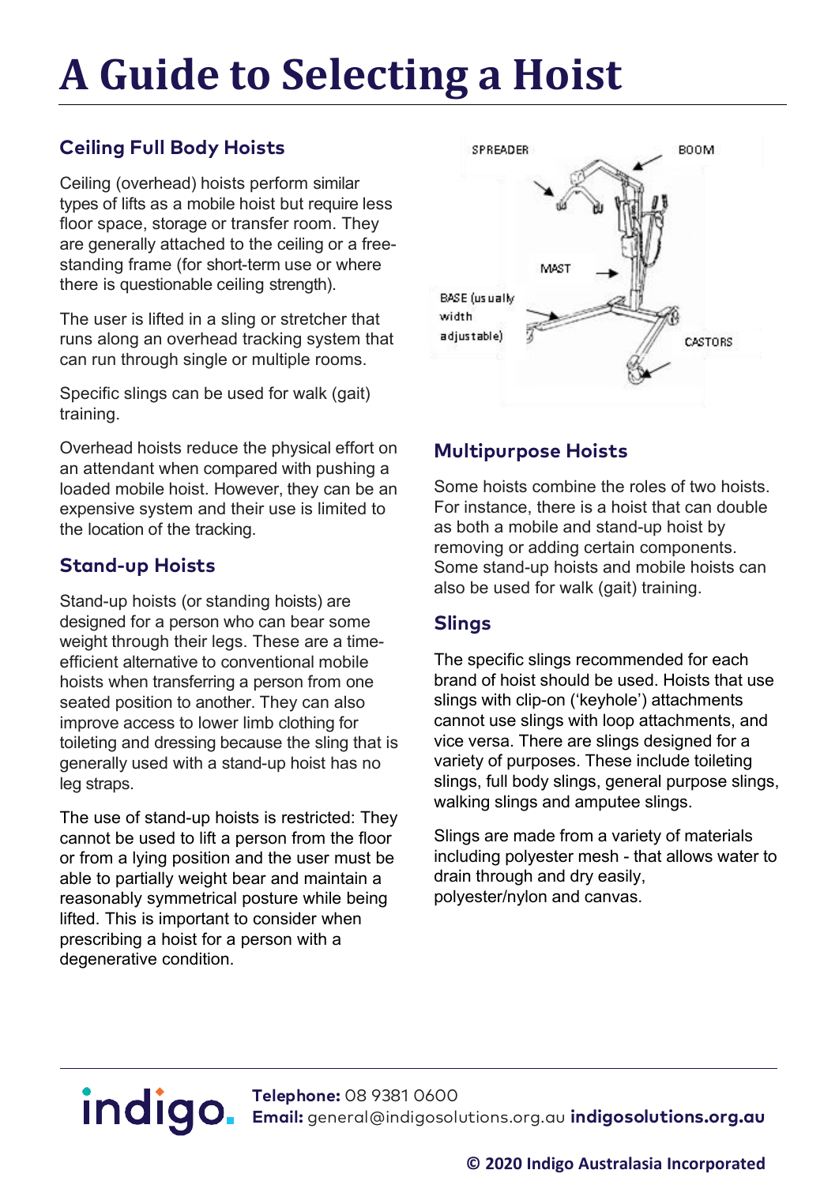# A Guide to Selecting a Hoist

## Ceiling Full Body Hoists

Ceiling (overhead) hoists perform similar types of lifts as a mobile hoist but require less floor space, storage or transfer room. They are generally attached to the ceiling or a free-standing frame (for short-term use or where there is questionable ceiling strength).

The user is lifted in a sling or stretcher that runs along an overhead tracking system that can run through single or multiple rooms.

Specific slings can be used for walk (gait) training.

Overhead hoists reduce the physical effort on an attendant when compared with pushing a loaded mobile hoist. However, they can be an expensive system and their use is limited to the location of the tracking.

## Stand-up Hoists

Stand-up hoists (or standing hoists) are designed for a person who can bear some weight through their legs. These are a time-efficient alternative to conventional mobile hoists when transferring a person from one seated position to another. They can also improve access to lower limb clothing for toileting and dressing because the sling that is generally used with a stand-up hoist has no leg straps.

The use of stand-up hoists is restricted: They cannot be used to lift a person from the floor or from a lying position and the user must be able to partially weight bear and maintain a reasonably symmetrical posture while being lifted. This is important to consider when prescribing a hoist for a person with a degenerative condition.

SPREADER BOOM MAST BASE (usually width adjustable) CASTORS

## Multipurpose Hoists

Some hoists combine the roles of two hoists. For instance, there is a hoist that can double as both a mobile and stand-up hoist by removing or adding certain components. Some stand-up hoists and mobile hoists can also be used for walk (gait) training.

## Slings

The specific slings recommended for each brand of hoist should be used. Hoists that use slings with clip-on ('keyhole') attachments cannot use slings with loop attachments, and vice versa. There are slings designed for a variety of purposes. These include toileting slings, full body slings, general purpose slings, walking slings and amputee slings.

Slings are made from a variety of materials including polyester mesh - that allows water to drain through and dry easily, polyester/nylon and canvas.

indigo. **Telephone:** 08 9381 0600
**Email:** general@indigosolutions.org.au **indigosolutions.org.au**

**© 2020 Indigo Australasia Incorporated**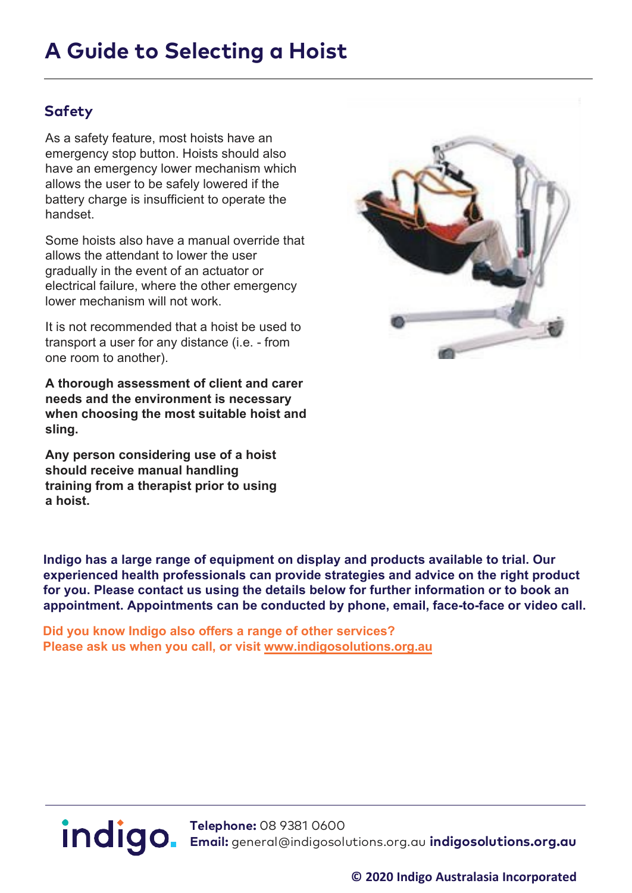# A Guide to Selecting a Hoist

## Safety

As a safety feature, most hoists have an emergency stop button. Hoists should also have an emergency lower mechanism which allows the user to be safely lowered if the battery charge is insufficient to operate the handset.

Some hoists also have a manual override that allows the attendant to lower the user gradually in the event of an actuator or electrical failure, where the other emergency lower mechanism will not work.

It is not recommended that a hoist be used to transport a user for any distance (i.e. - from one room to another).

**A thorough assessment of client and carer needs and the environment is necessary when choosing the most suitable hoist and sling.**

**Any person considering use of a hoist should receive manual handling training from a therapist prior to using a hoist.**

**Indigo has a large range of equipment on display and products available to trial. Our experienced health professionals can provide strategies and advice on the right product for you. Please contact us using the details below for further information or to book an appointment. Appointments can be conducted by phone, email, face-to-face or video call.**

**Did you know Indigo also offers a range of other services?**
**Please ask us when you call, or visit [www.indigosolutions.org.au](http://www.indigosolutions.org.au)**

indigo

**Telephone:** 08 9381 0600
**Email:** general@indigosolutions.org.au **indigosolutions.org.au**

**© 2020 Indigo Australasia Incorporated**